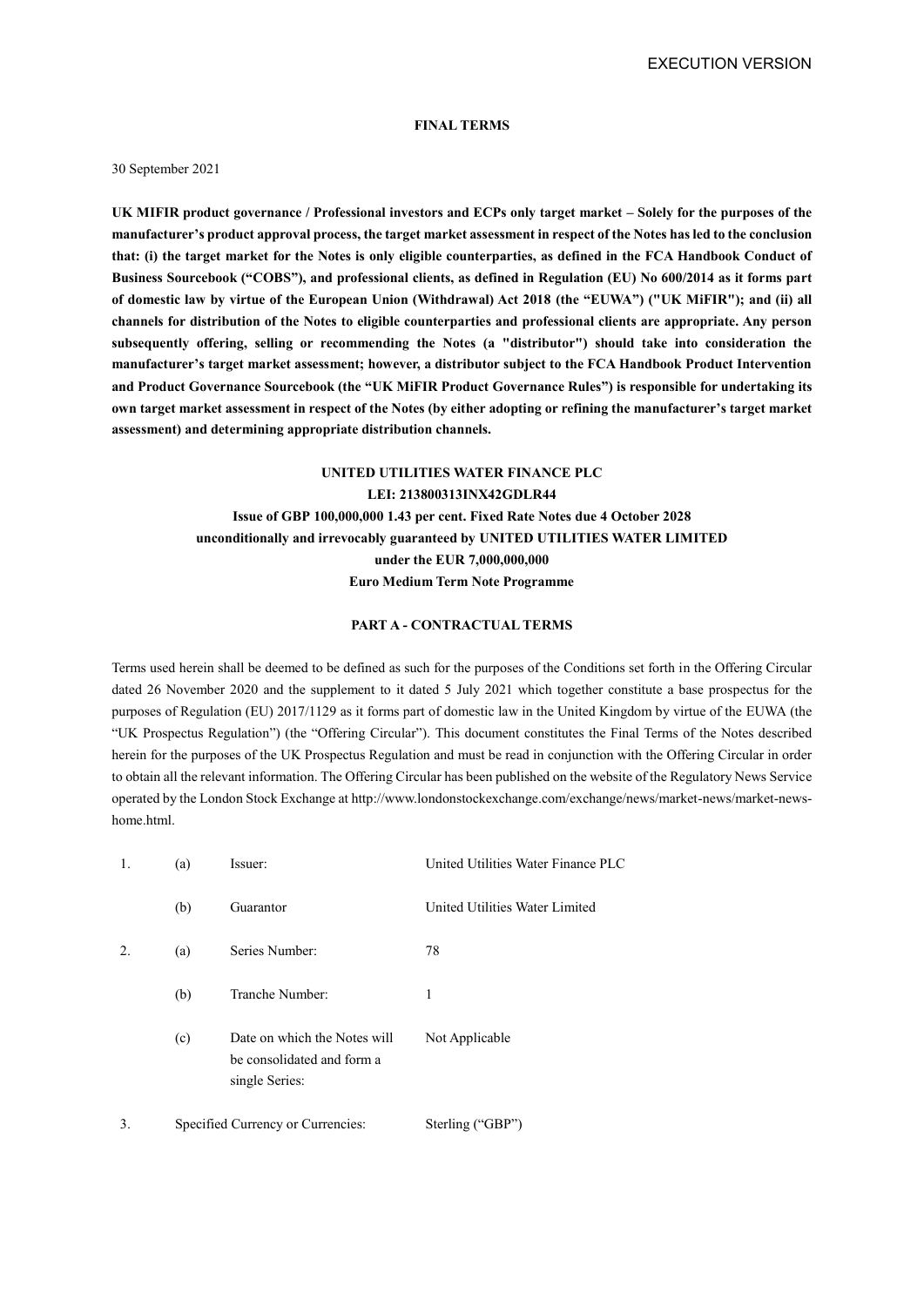EXECUTION VERSION

**FINAL TERMS**

30 September 2021

**UK MIFIR product governance / Professional investors and ECPs only target market – Solely for the purposes of the manufacturer's product approval process, the target market assessment in respect of the Notes has led to the conclusion that: (i) the target market for the Notes is only eligible counterparties, as defined in the FCA Handbook Conduct of Business Sourcebook ("COBS"), and professional clients, as defined in Regulation (EU) No 600/2014 as it forms part of domestic law by virtue of the European Union (Withdrawal) Act 2018 (the "EUWA") ("UK MiFIR"); and (ii) all channels for distribution of the Notes to eligible counterparties and professional clients are appropriate. Any person subsequently offering, selling or recommending the Notes (a "distributor") should take into consideration the manufacturer's target market assessment; however, a distributor subject to the FCA Handbook Product Intervention and Product Governance Sourcebook (the "UK MiFIR Product Governance Rules") is responsible for undertaking its own target market assessment in respect of the Notes (by either adopting or refining the manufacturer's target market assessment) and determining appropriate distribution channels.**

**UNITED UTILITIES WATER FINANCE PLC**
**LEI: 213800313INX42GDLR44**
**Issue of GBP 100,000,000 1.43 per cent. Fixed Rate Notes due 4 October 2028**
**unconditionally and irrevocably guaranteed by UNITED UTILITIES WATER LIMITED**
**under the EUR 7,000,000,000**
**Euro Medium Term Note Programme**

**PART A - CONTRACTUAL TERMS**

Terms used herein shall be deemed to be defined as such for the purposes of the Conditions set forth in the Offering Circular dated 26 November 2020 and the supplement to it dated 5 July 2021 which together constitute a base prospectus for the purposes of Regulation (EU) 2017/1129 as it forms part of domestic law in the United Kingdom by virtue of the EUWA (the "UK Prospectus Regulation") (the "Offering Circular"). This document constitutes the Final Terms of the Notes described herein for the purposes of the UK Prospectus Regulation and must be read in conjunction with the Offering Circular in order to obtain all the relevant information. The Offering Circular has been published on the website of the Regulatory News Service operated by the London Stock Exchange at http://www.londonstockexchange.com/exchange/news/market-news/market-news-home.html.

| | | | |
|---|---|---|---|
| 1. | (a) | Issuer: | United Utilities Water Finance PLC |
| | (b) | Guarantor | United Utilities Water Limited |
| 2. | (a) | Series Number: | 78 |
| | (b) | Tranche Number: | 1 |
| | (c) | Date on which the Notes will be consolidated and form a single Series: | Not Applicable |
| 3. | | Specified Currency or Currencies: | Sterling ("GBP") |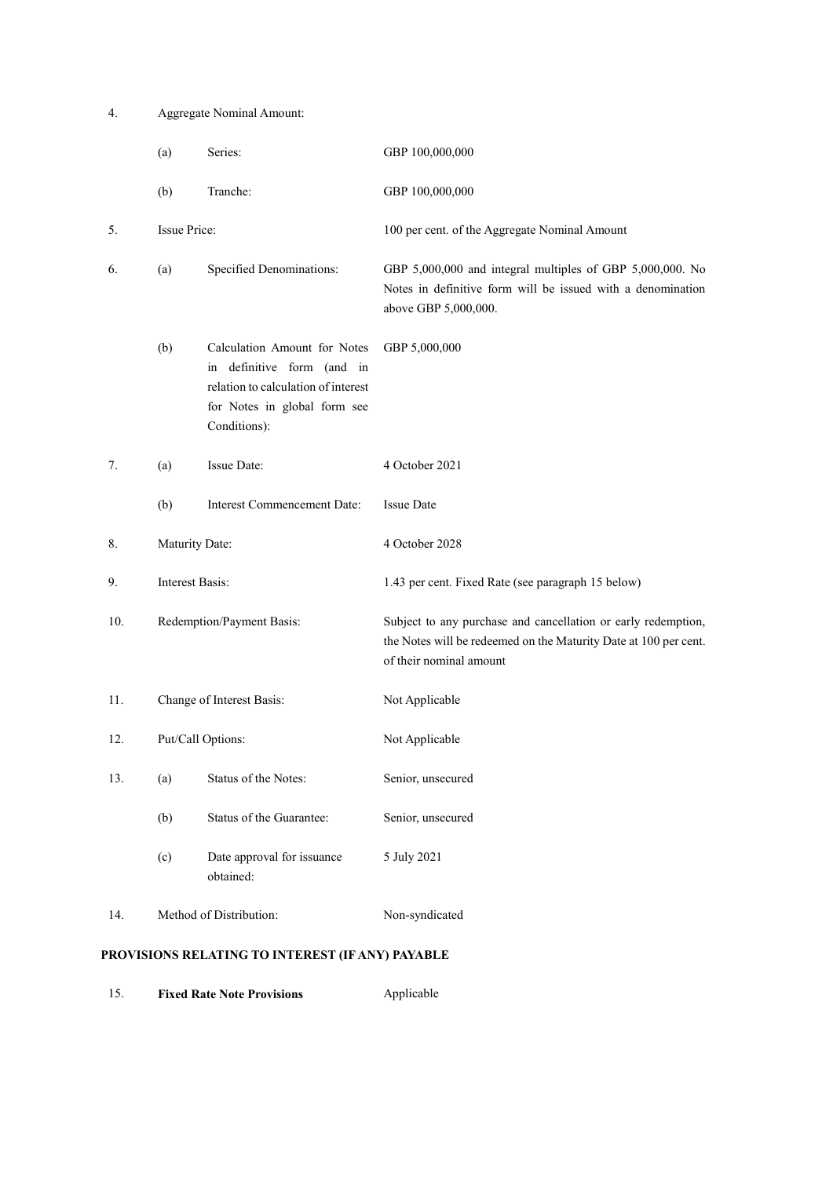| | | | |
|---|---|---|---|
| 4. | Aggregate Nominal Amount: | | |
| | (a) | Series: | GBP 100,000,000 |
| | (b) | Tranche: | GBP 100,000,000 |
| 5. | Issue Price: | | 100 per cent. of the Aggregate Nominal Amount |
| 6. | (a) | Specified Denominations: | GBP 5,000,000 and integral multiples of GBP 5,000,000. No Notes in definitive form will be issued with a denomination above GBP 5,000,000. |
| | (b) | Calculation Amount for Notes in definitive form (and in relation to calculation of interest for Notes in global form see Conditions): | GBP 5,000,000 |
| 7. | (a) | Issue Date: | 4 October 2021 |
| | (b) | Interest Commencement Date: | Issue Date |
| 8. | Maturity Date: | | 4 October 2028 |
| 9. | Interest Basis: | | 1.43 per cent. Fixed Rate (see paragraph 15 below) |
| 10. | Redemption/Payment Basis: | | Subject to any purchase and cancellation or early redemption, the Notes will be redeemed on the Maturity Date at 100 per cent. of their nominal amount |
| 11. | Change of Interest Basis: | | Not Applicable |
| 12. | Put/Call Options: | | Not Applicable |
| 13. | (a) | Status of the Notes: | Senior, unsecured |
| | (b) | Status of the Guarantee: | Senior, unsecured |
| | (c) | Date approval for issuance obtained: | 5 July 2021 |
| 14. | Method of Distribution: | | Non-syndicated |

**PROVISIONS RELATING TO INTEREST (IF ANY) PAYABLE**

| | | |
|---|---|---|
| 15. | **Fixed Rate Note Provisions** | Applicable |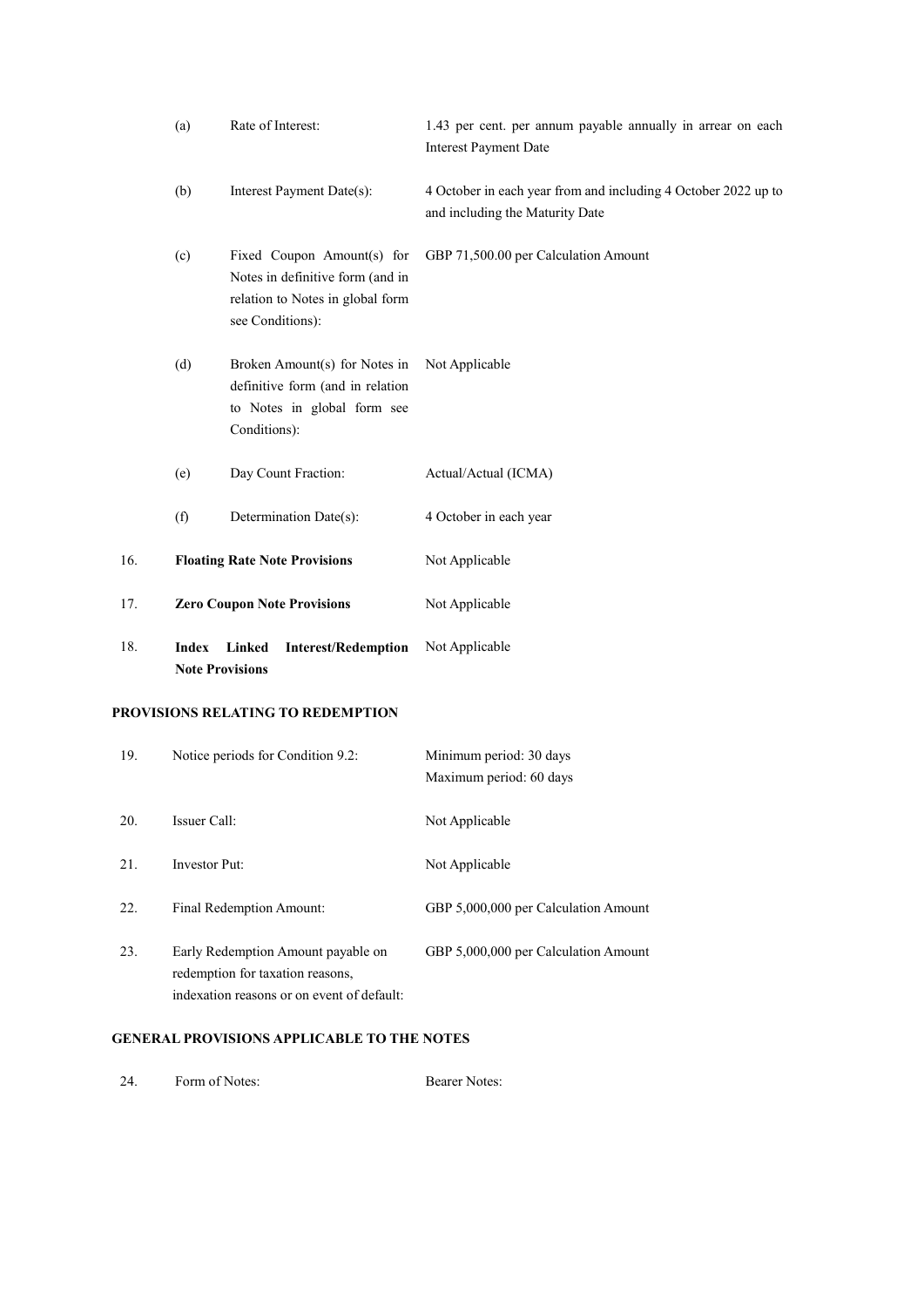| | | | |
|---|---|---|---|
| | (a) | Rate of Interest: | 1.43 per cent. per annum payable annually in arrear on each Interest Payment Date |
| | (b) | Interest Payment Date(s): | 4 October in each year from and including 4 October 2022 up to and including the Maturity Date |
| | (c) | Fixed Coupon Amount(s) for Notes in definitive form (and in relation to Notes in global form see Conditions): | GBP 71,500.00 per Calculation Amount |
| | (d) | Broken Amount(s) for Notes in definitive form (and in relation to Notes in global form see Conditions): | Not Applicable |
| | (e) | Day Count Fraction: | Actual/Actual (ICMA) |
| | (f) | Determination Date(s): | 4 October in each year |
| 16. | **Floating Rate Note Provisions** | | Not Applicable |
| 17. | **Zero Coupon Note Provisions** | | Not Applicable |
| 18. | **Index Linked Interest/Redemption Note Provisions** | | Not Applicable |

**PROVISIONS RELATING TO REDEMPTION**

| | | |
|---|---|---|
| 19. | Notice periods for Condition 9.2: | Minimum period: 30 days<br>Maximum period: 60 days |
| 20. | Issuer Call: | Not Applicable |
| 21. | Investor Put: | Not Applicable |
| 22. | Final Redemption Amount: | GBP 5,000,000 per Calculation Amount |
| 23. | Early Redemption Amount payable on redemption for taxation reasons, indexation reasons or on event of default: | GBP 5,000,000 per Calculation Amount |

**GENERAL PROVISIONS APPLICABLE TO THE NOTES**

| | | |
|---|---|---|
| 24. | Form of Notes: | Bearer Notes: |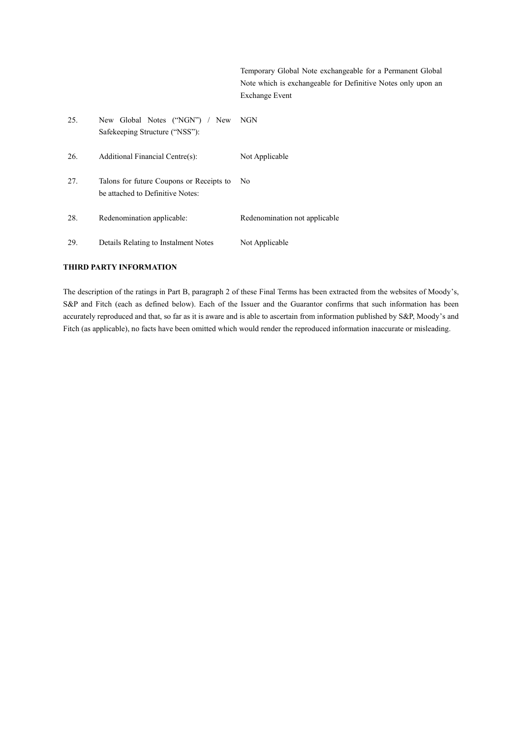| | | |
|---|---|---|
| | | Temporary Global Note exchangeable for a Permanent Global Note which is exchangeable for Definitive Notes only upon an Exchange Event |
| 25. | New Global Notes ("NGN") / New Safekeeping Structure ("NSS"): | NGN |
| 26. | Additional Financial Centre(s): | Not Applicable |
| 27. | Talons for future Coupons or Receipts to be attached to Definitive Notes: | No |
| 28. | Redenomination applicable: | Redenomination not applicable |
| 29. | Details Relating to Instalment Notes | Not Applicable |

**THIRD PARTY INFORMATION**

The description of the ratings in Part B, paragraph 2 of these Final Terms has been extracted from the websites of Moody's, S&P and Fitch (each as defined below). Each of the Issuer and the Guarantor confirms that such information has been accurately reproduced and that, so far as it is aware and is able to ascertain from information published by S&P, Moody's and Fitch (as applicable), no facts have been omitted which would render the reproduced information inaccurate or misleading.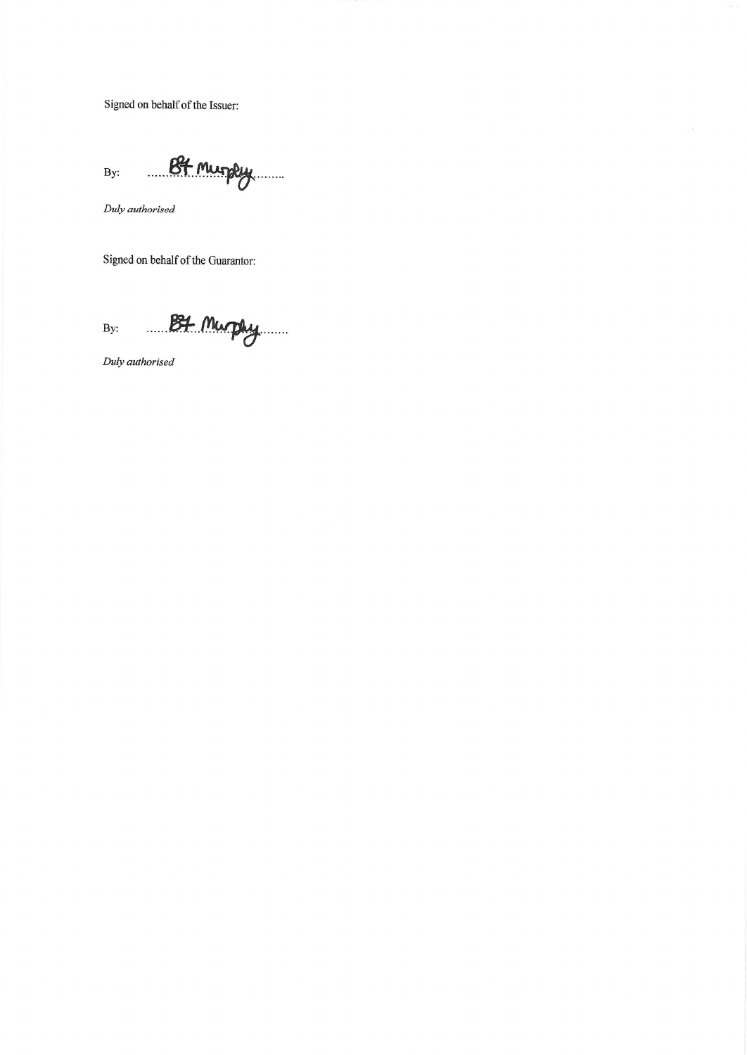Signed on behalf of the Issuer:

By: ........B4 Murphy........

*Duly authorised*

Signed on behalf of the Guarantor:

By: ........B4 Murphy........

*Duly authorised*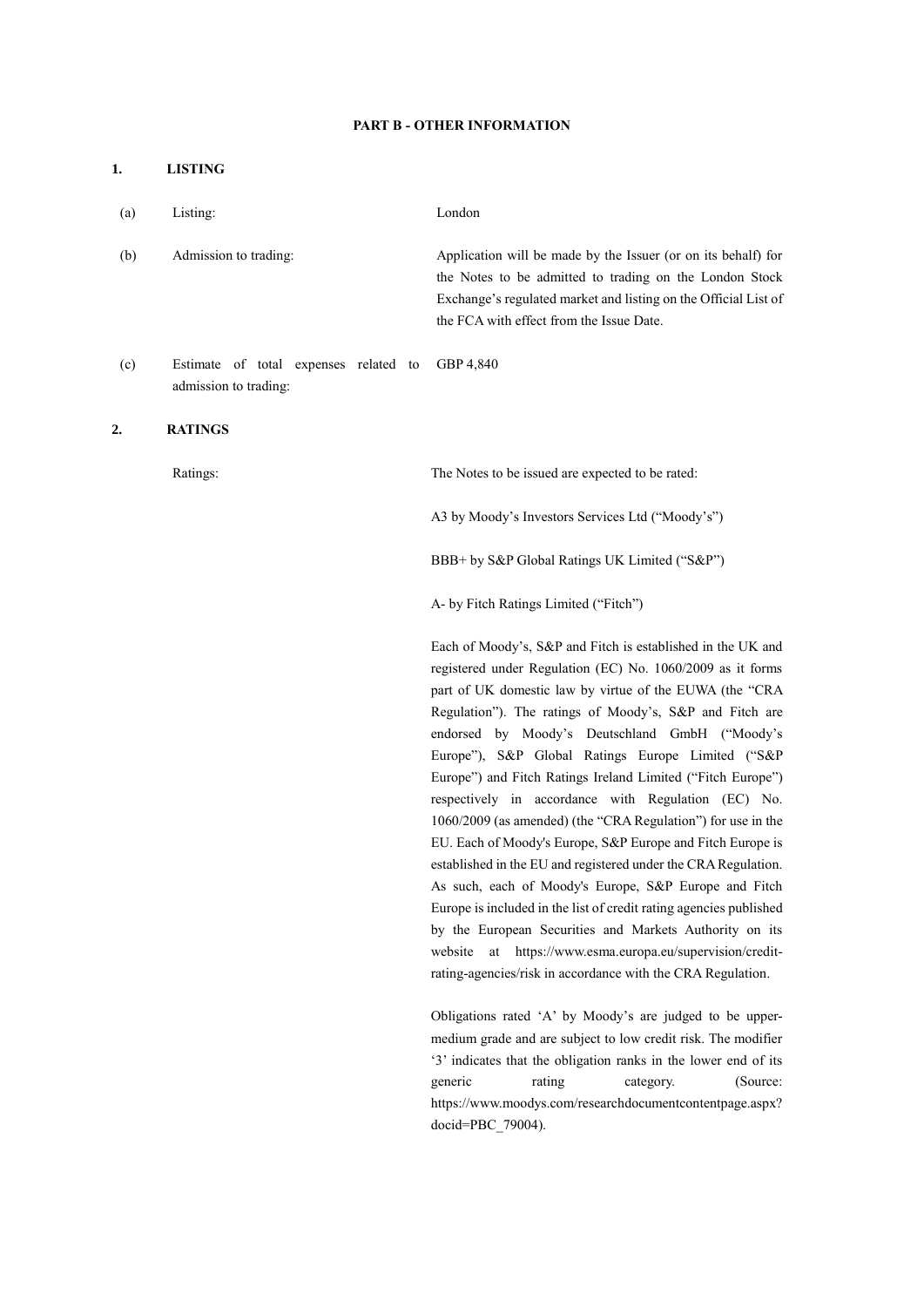# PART B - OTHER INFORMATION

## 1. LISTING

| | | |
|---|---|---|
| (a) | Listing: | London |
| (b) | Admission to trading: | Application will be made by the Issuer (or on its behalf) for the Notes to be admitted to trading on the London Stock Exchange's regulated market and listing on the Official List of the FCA with effect from the Issue Date. |
| (c) | Estimate of total expenses related to admission to trading: | GBP 4,840 |

## 2. RATINGS

Ratings:

The Notes to be issued are expected to be rated:

A3 by Moody's Investors Services Ltd ("Moody's")

BBB+ by S&P Global Ratings UK Limited ("S&P")

A- by Fitch Ratings Limited ("Fitch")

Each of Moody's, S&P and Fitch is established in the UK and registered under Regulation (EC) No. 1060/2009 as it forms part of UK domestic law by virtue of the EUWA (the "CRA Regulation"). The ratings of Moody's, S&P and Fitch are endorsed by Moody's Deutschland GmbH ("Moody's Europe"), S&P Global Ratings Europe Limited ("S&P Europe") and Fitch Ratings Ireland Limited ("Fitch Europe") respectively in accordance with Regulation (EC) No. 1060/2009 (as amended) (the "CRA Regulation") for use in the EU. Each of Moody's Europe, S&P Europe and Fitch Europe is established in the EU and registered under the CRA Regulation. As such, each of Moody's Europe, S&P Europe and Fitch Europe is included in the list of credit rating agencies published by the European Securities and Markets Authority on its website at https://www.esma.europa.eu/supervision/credit-rating-agencies/risk in accordance with the CRA Regulation.

Obligations rated 'A' by Moody's are judged to be upper-medium grade and are subject to low credit risk. The modifier '3' indicates that the obligation ranks in the lower end of its generic rating category. (Source: https://www.moodys.com/researchdocumentcontentpage.aspx?docid=PBC_79004).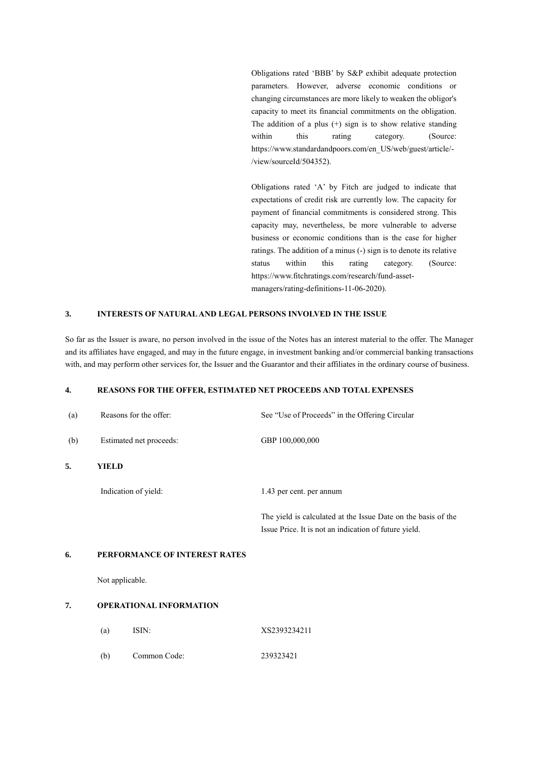Obligations rated 'BBB' by S&P exhibit adequate protection parameters. However, adverse economic conditions or changing circumstances are more likely to weaken the obligor's capacity to meet its financial commitments on the obligation. The addition of a plus (+) sign is to show relative standing within this rating category. (Source: https://www.standardandpoors.com/en_US/web/guest/article/-/view/sourceId/504352).

Obligations rated 'A' by Fitch are judged to indicate that expectations of credit risk are currently low. The capacity for payment of financial commitments is considered strong. This capacity may, nevertheless, be more vulnerable to adverse business or economic conditions than is the case for higher ratings. The addition of a minus (-) sign is to denote its relative status within this rating category. (Source: https://www.fitchratings.com/research/fund-asset-managers/rating-definitions-11-06-2020).

## 3. INTERESTS OF NATURAL AND LEGAL PERSONS INVOLVED IN THE ISSUE

So far as the Issuer is aware, no person involved in the issue of the Notes has an interest material to the offer. The Manager and its affiliates have engaged, and may in the future engage, in investment banking and/or commercial banking transactions with, and may perform other services for, the Issuer and the Guarantor and their affiliates in the ordinary course of business.

## 4. REASONS FOR THE OFFER, ESTIMATED NET PROCEEDS AND TOTAL EXPENSES

(a) Reasons for the offer: See "Use of Proceeds" in the Offering Circular

(b) Estimated net proceeds: GBP 100,000,000

## 5. YIELD

Indication of yield: 1.43 per cent. per annum

The yield is calculated at the Issue Date on the basis of the Issue Price. It is not an indication of future yield.

## 6. PERFORMANCE OF INTEREST RATES

Not applicable.

## 7. OPERATIONAL INFORMATION

(a) ISIN: XS2393234211

(b) Common Code: 239323421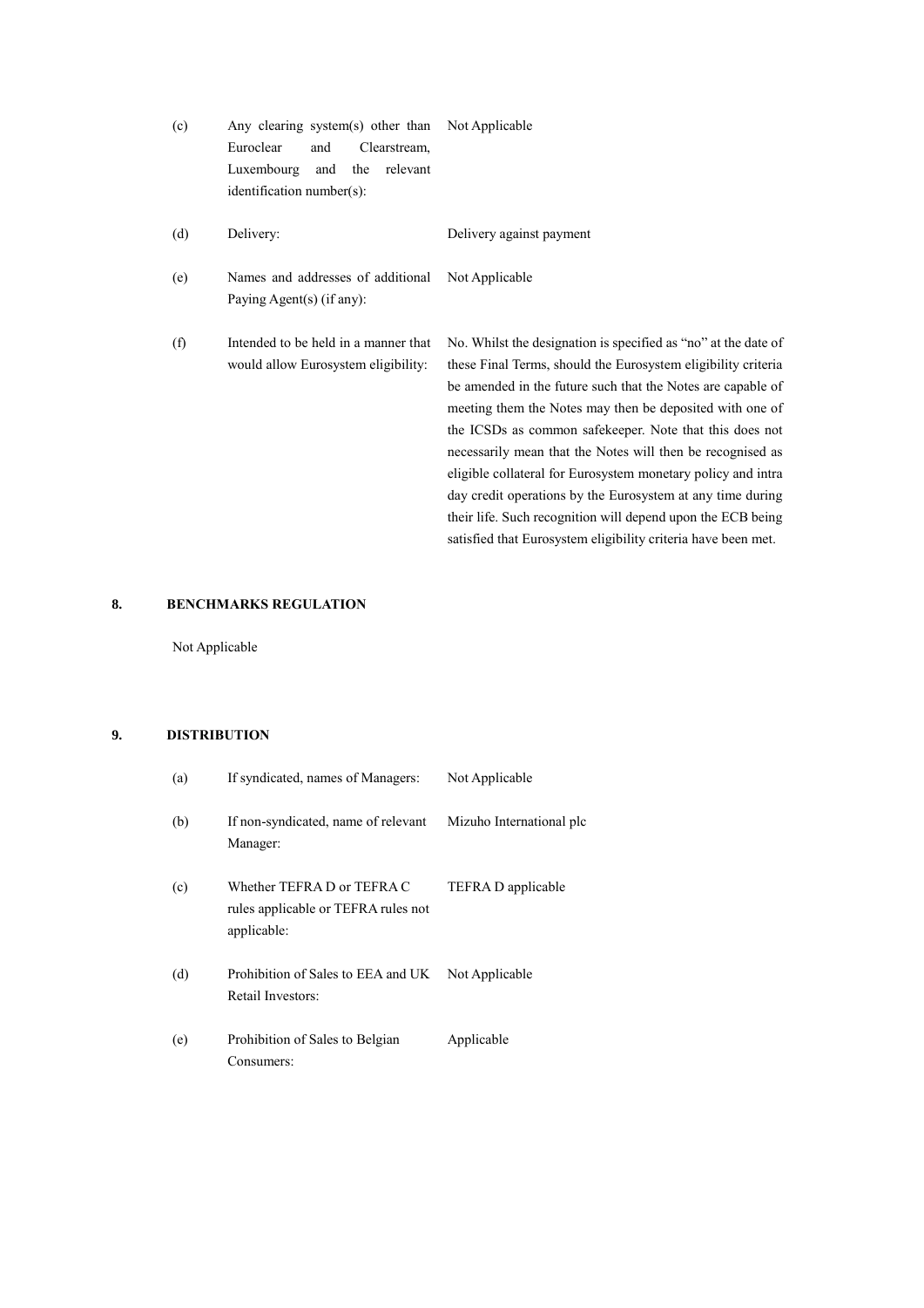| | | |
|---|---|---|
| (c) | Any clearing system(s) other than Euroclear and Clearstream, Luxembourg and the relevant identification number(s): | Not Applicable |
| (d) | Delivery: | Delivery against payment |
| (e) | Names and addresses of additional Paying Agent(s) (if any): | Not Applicable |
| (f) | Intended to be held in a manner that would allow Eurosystem eligibility: | No. Whilst the designation is specified as "no" at the date of these Final Terms, should the Eurosystem eligibility criteria be amended in the future such that the Notes are capable of meeting them the Notes may then be deposited with one of the ICSDs as common safekeeper. Note that this does not necessarily mean that the Notes will then be recognised as eligible collateral for Eurosystem monetary policy and intra day credit operations by the Eurosystem at any time during their life. Such recognition will depend upon the ECB being satisfied that Eurosystem eligibility criteria have been met. |

## 8. BENCHMARKS REGULATION

Not Applicable

## 9. DISTRIBUTION

| | | |
|---|---|---|
| (a) | If syndicated, names of Managers: | Not Applicable |
| (b) | If non-syndicated, name of relevant Manager: | Mizuho International plc |
| (c) | Whether TEFRA D or TEFRA C rules applicable or TEFRA rules not applicable: | TEFRA D applicable |
| (d) | Prohibition of Sales to EEA and UK Retail Investors: | Not Applicable |
| (e) | Prohibition of Sales to Belgian Consumers: | Applicable |